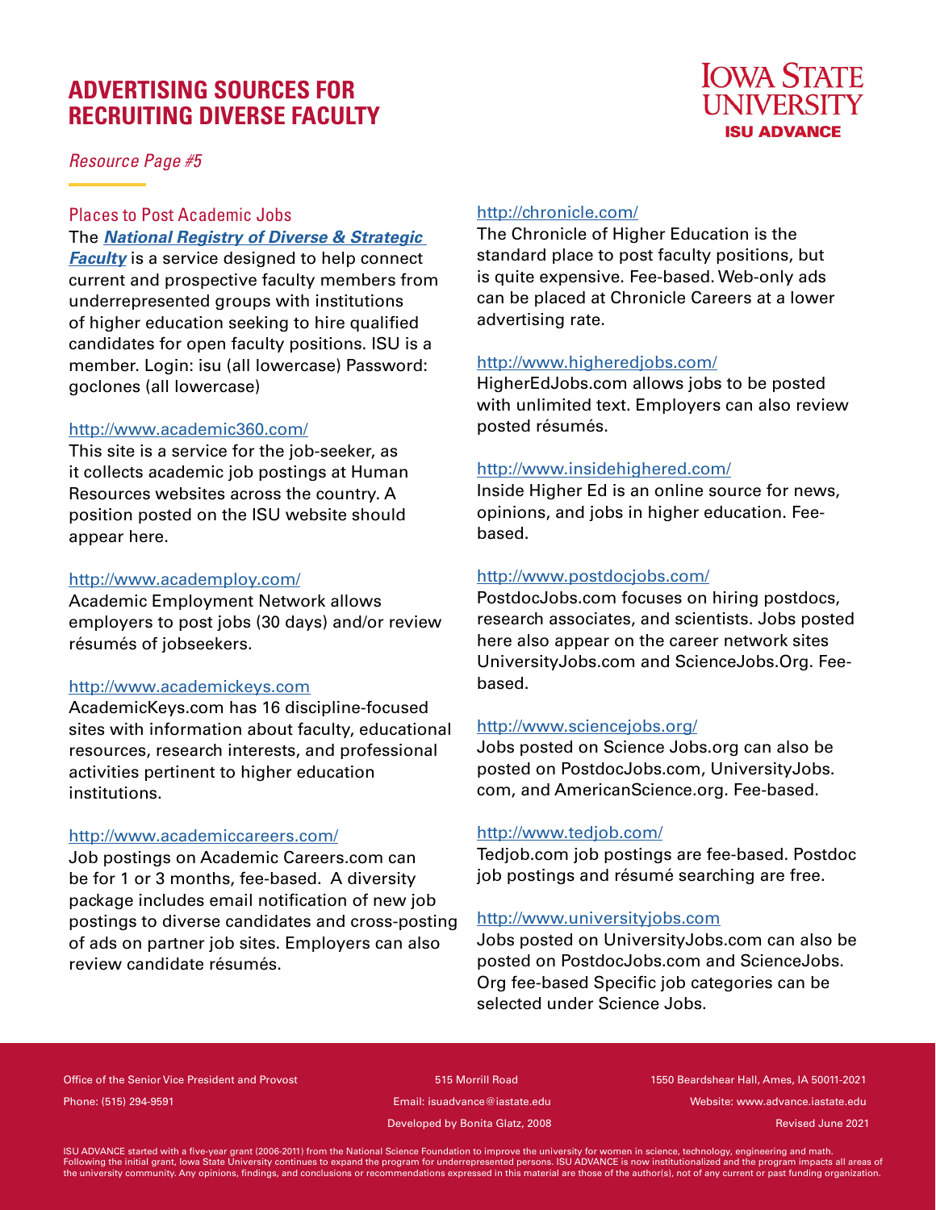# ADVERTISING SOURCES FOR RECRUITING DIVERSE FACULTY

IOWA STATE UNIVERSITY
ISU ADVANCE

*Resource Page #5*

## Places to Post Academic Jobs

The ***National Registry of Diverse & Strategic Faculty*** is a service designed to help connect current and prospective faculty members from underrepresented groups with institutions of higher education seeking to hire qualified candidates for open faculty positions. ISU is a member. Login: isu (all lowercase) Password: goclones (all lowercase)

http://www.academic360.com/
This site is a service for the job-seeker, as it collects academic job postings at Human Resources websites across the country. A position posted on the ISU website should appear here.

http://www.academploy.com/
Academic Employment Network allows employers to post jobs (30 days) and/or review résumés of jobseekers.

http://www.academickeys.com
AcademicKeys.com has 16 discipline-focused sites with information about faculty, educational resources, research interests, and professional activities pertinent to higher education institutions.

http://www.academiccareers.com/
Job postings on Academic Careers.com can be for 1 or 3 months, fee-based. A diversity package includes email notification of new job postings to diverse candidates and cross-posting of ads on partner job sites. Employers can also review candidate résumés.

http://chronicle.com/
The Chronicle of Higher Education is the standard place to post faculty positions, but is quite expensive. Fee-based. Web-only ads can be placed at Chronicle Careers at a lower advertising rate.

http://www.higheredjobs.com/
HigherEdJobs.com allows jobs to be posted with unlimited text. Employers can also review posted résumés.

http://www.insidehighered.com/
Inside Higher Ed is an online source for news, opinions, and jobs in higher education. Fee-based.

http://www.postdocjobs.com/
PostdocJobs.com focuses on hiring postdocs, research associates, and scientists. Jobs posted here also appear on the career network sites UniversityJobs.com and ScienceJobs.Org. Fee-based.

http://www.sciencejobs.org/
Jobs posted on Science Jobs.org can also be posted on PostdocJobs.com, UniversityJobs.com, and AmericanScience.org. Fee-based.

http://www.tedjob.com/
Tedjob.com job postings are fee-based. Postdoc job postings and résumé searching are free.

http://www.universityjobs.com
Jobs posted on UniversityJobs.com can also be posted on PostdocJobs.com and ScienceJobs.Org fee-based Specific job categories can be selected under Science Jobs.

Office of the Senior Vice President and Provost | 515 Morrill Road | 1550 Beardshear Hall, Ames, IA 50011-2021
Phone: (515) 294-9591 | Email: isuadvance@iastate.edu | Website: www.advance.iastate.edu
Developed by Bonita Glatz, 2008 | Revised June 2021

ISU ADVANCE started with a five-year grant (2006-2011) from the National Science Foundation to improve the university for women in science, technology, engineering and math. Following the initial grant, Iowa State University continues to expand the program for underrepresented persons. ISU ADVANCE is now institutionalized and the program impacts all areas of the university community. Any opinions, findings, and conclusions or recommendations expressed in this material are those of the author(s), not of any current or past funding organization.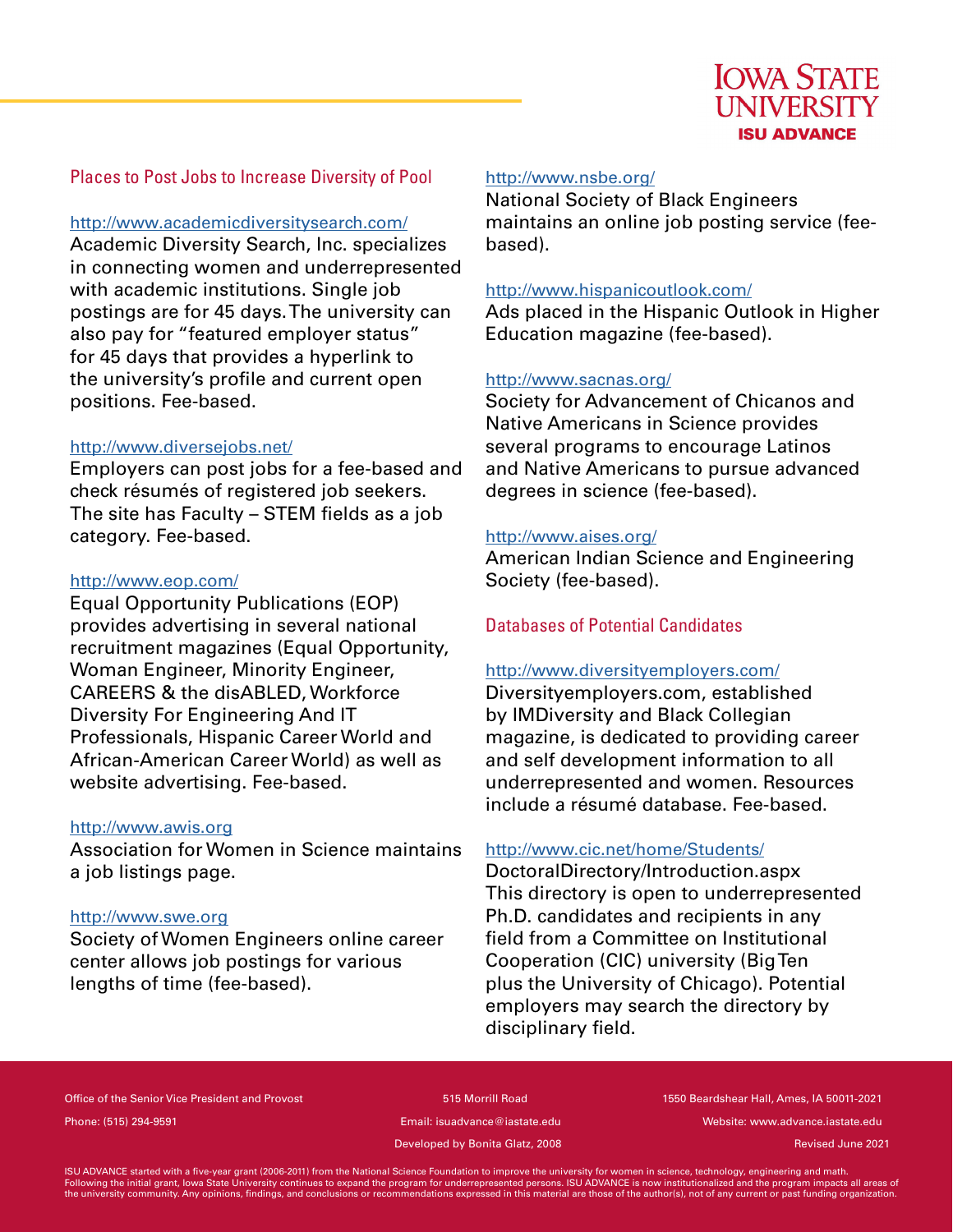## Places to Post Jobs to Increase Diversity of Pool

http://www.academicdiversitysearch.com/
Academic Diversity Search, Inc. specializes in connecting women and underrepresented with academic institutions. Single job postings are for 45 days. The university can also pay for "featured employer status" for 45 days that provides a hyperlink to the university's profile and current open positions. Fee-based.

http://www.diversejobs.net/
Employers can post jobs for a fee-based and check résumés of registered job seekers. The site has Faculty – STEM fields as a job category. Fee-based.

http://www.eop.com/
Equal Opportunity Publications (EOP) provides advertising in several national recruitment magazines (Equal Opportunity, Woman Engineer, Minority Engineer, CAREERS & the disABLED, Workforce Diversity For Engineering And IT Professionals, Hispanic Career World and African-American Career World) as well as website advertising. Fee-based.

http://www.awis.org
Association for Women in Science maintains a job listings page.

http://www.swe.org
Society of Women Engineers online career center allows job postings for various lengths of time (fee-based).

http://www.nsbe.org/
National Society of Black Engineers maintains an online job posting service (fee-based).

http://www.hispanicoutlook.com/
Ads placed in the Hispanic Outlook in Higher Education magazine (fee-based).

http://www.sacnas.org/
Society for Advancement of Chicanos and Native Americans in Science provides several programs to encourage Latinos and Native Americans to pursue advanced degrees in science (fee-based).

http://www.aises.org/
American Indian Science and Engineering Society (fee-based).

## Databases of Potential Candidates

http://www.diversityemployers.com/
Diversityemployers.com, established by IMDiversity and Black Collegian magazine, is dedicated to providing career and self development information to all underrepresented and women. Resources include a résumé database. Fee-based.

http://www.cic.net/home/Students/DoctoralDirectory/Introduction.aspx
This directory is open to underrepresented Ph.D. candidates and recipients in any field from a Committee on Institutional Cooperation (CIC) university (Big Ten plus the University of Chicago). Potential employers may search the directory by disciplinary field.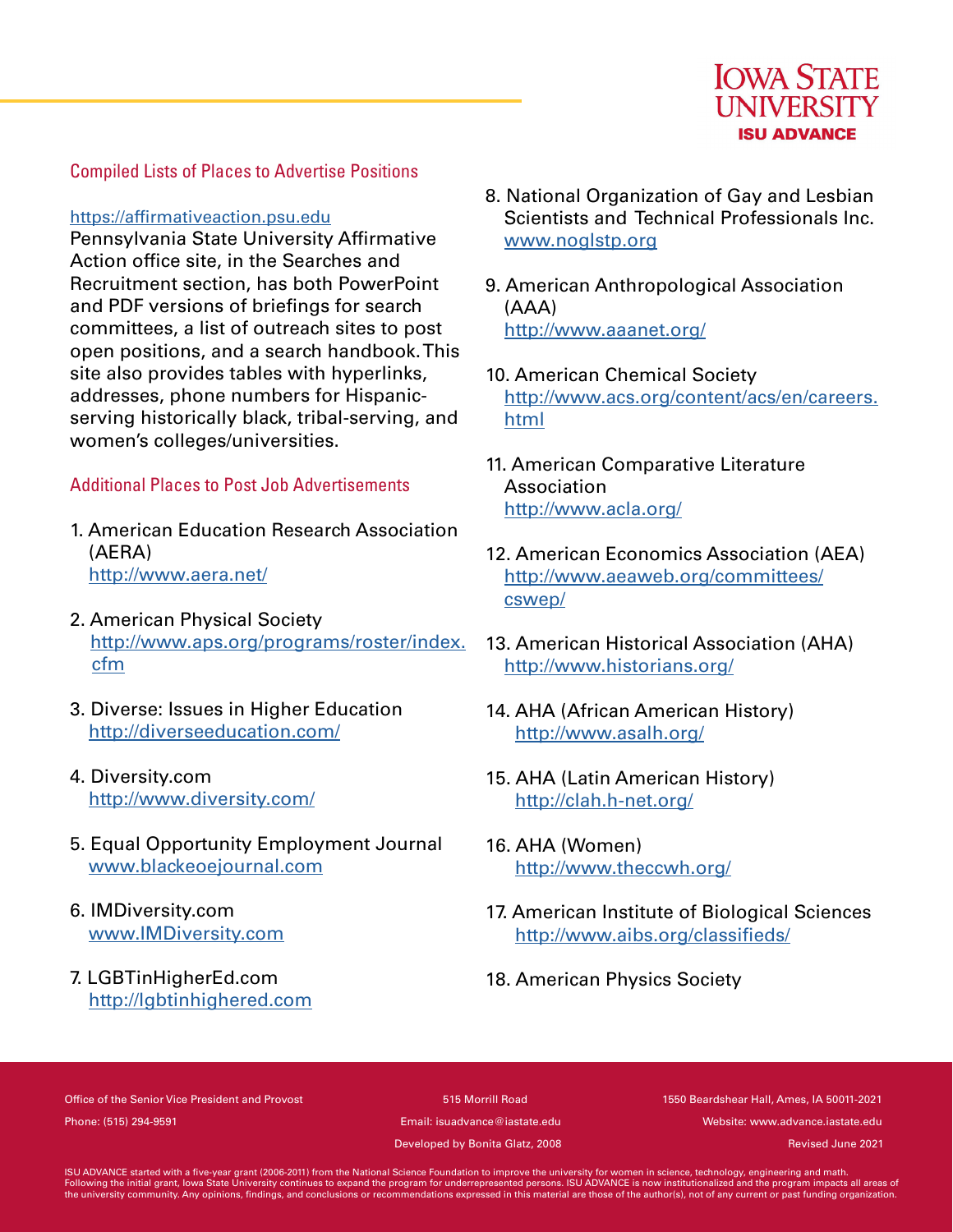## Compiled Lists of Places to Advertise Positions

https://affirmativeaction.psu.edu
Pennsylvania State University Affirmative Action office site, in the Searches and Recruitment section, has both PowerPoint and PDF versions of briefings for search committees, a list of outreach sites to post open positions, and a search handbook. This site also provides tables with hyperlinks, addresses, phone numbers for Hispanic-serving historically black, tribal-serving, and women's colleges/universities.

## Additional Places to Post Job Advertisements

1. American Education Research Association (AERA)
   http://www.aera.net/
2. American Physical Society
   http://www.aps.org/programs/roster/index.cfm
3. Diverse: Issues in Higher Education
   http://diverseeducation.com/
4. Diversity.com
   http://www.diversity.com/
5. Equal Opportunity Employment Journal
   www.blackeoejournal.com
6. IMDiversity.com
   www.IMDiversity.com
7. LGBTinHigherEd.com
   http://lgbtinhighered.com
8. National Organization of Gay and Lesbian Scientists and Technical Professionals Inc.
   www.noglstp.org
9. American Anthropological Association (AAA)
   http://www.aaanet.org/
10. American Chemical Society
    http://www.acs.org/content/acs/en/careers.html
11. American Comparative Literature Association
    http://www.acla.org/
12. American Economics Association (AEA)
    http://www.aeaweb.org/committees/cswep/
13. American Historical Association (AHA)
    http://www.historians.org/
14. AHA (African American History)
    http://www.asalh.org/
15. AHA (Latin American History)
    http://clah.h-net.org/
16. AHA (Women)
    http://www.theccwh.org/
17. American Institute of Biological Sciences
    http://www.aibs.org/classifieds/
18. American Physics Society

Office of the Senior Vice President and Provost | 515 Morrill Road | 1550 Beardshear Hall, Ames, IA 50011-2021
Phone: (515) 294-9591 | Email: isuadvance@iastate.edu | Website: www.advance.iastate.edu
Developed by Bonita Glatz, 2008 | Revised June 2021

ISU ADVANCE started with a five-year grant (2006-2011) from the National Science Foundation to improve the university for women in science, technology, engineering and math. Following the initial grant, Iowa State University continues to expand the program for underrepresented persons. ISU ADVANCE is now institutionalized and the program impacts all areas of the university community. Any opinions, findings, and conclusions or recommendations expressed in this material are those of the author(s), not of any current or past funding organization.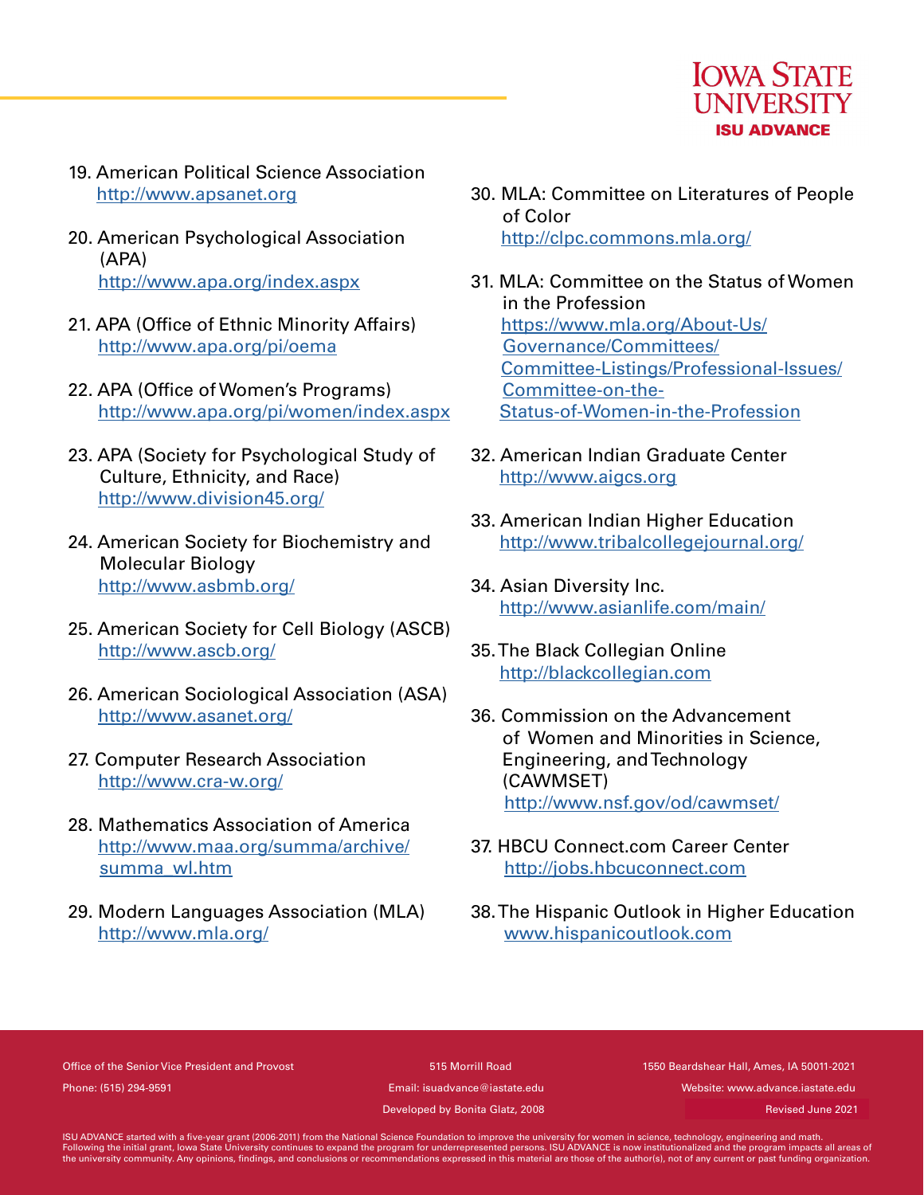19. American Political Science Association
    http://www.apsanet.org

20. American Psychological Association (APA)
    http://www.apa.org/index.aspx

21. APA (Office of Ethnic Minority Affairs)
    http://www.apa.org/pi/oema

22. APA (Office of Women's Programs)
    http://www.apa.org/pi/women/index.aspx

23. APA (Society for Psychological Study of Culture, Ethnicity, and Race)
    http://www.division45.org/

24. American Society for Biochemistry and Molecular Biology
    http://www.asbmb.org/

25. American Society for Cell Biology (ASCB)
    http://www.ascb.org/

26. American Sociological Association (ASA)
    http://www.asanet.org/

27. Computer Research Association
    http://www.cra-w.org/

28. Mathematics Association of America
    http://www.maa.org/summa/archive/summa_wl.htm

29. Modern Languages Association (MLA)
    http://www.mla.org/

30. MLA: Committee on Literatures of People of Color
    http://clpc.commons.mla.org/

31. MLA: Committee on the Status of Women in the Profession
    https://www.mla.org/About-Us/Governance/Committees/Committee-Listings/Professional-Issues/Committee-on-the-Status-of-Women-in-the-Profession

32. American Indian Graduate Center
    http://www.aigcs.org

33. American Indian Higher Education
    http://www.tribalcollegejournal.org/

34. Asian Diversity Inc.
    http://www.asianlife.com/main/

35. The Black Collegian Online
    http://blackcollegian.com

36. Commission on the Advancement of Women and Minorities in Science, Engineering, and Technology (CAWMSET)
    http://www.nsf.gov/od/cawmset/

37. HBCU Connect.com Career Center
    http://jobs.hbcuconnect.com

38. The Hispanic Outlook in Higher Education
    www.hispanicoutlook.com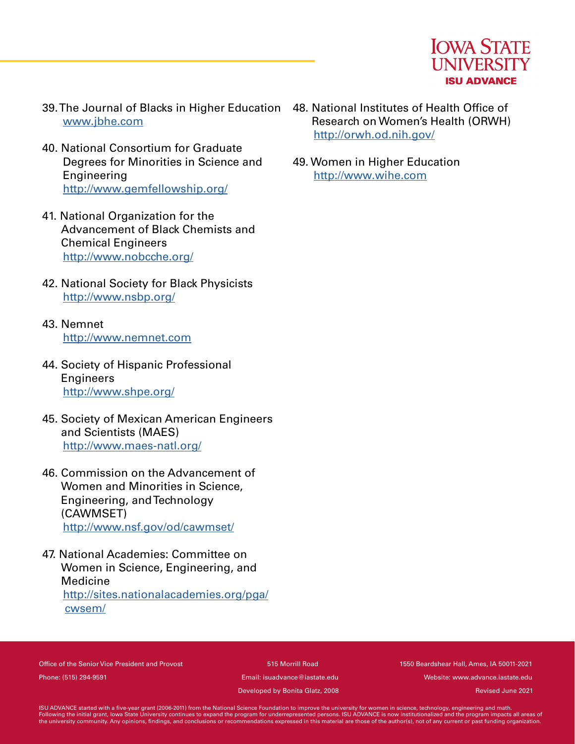39. The Journal of Blacks in Higher Education
   www.jbhe.com

40. National Consortium for Graduate Degrees for Minorities in Science and Engineering
   http://www.gemfellowship.org/

41. National Organization for the Advancement of Black Chemists and Chemical Engineers
   http://www.nobcche.org/

42. National Society for Black Physicists
   http://www.nsbp.org/

43. Nemnet
   http://www.nemnet.com

44. Society of Hispanic Professional Engineers
   http://www.shpe.org/

45. Society of Mexican American Engineers and Scientists (MAES)
   http://www.maes-natl.org/

46. Commission on the Advancement of Women and Minorities in Science, Engineering, and Technology (CAWMSET)
   http://www.nsf.gov/od/cawmset/

47. National Academies: Committee on Women in Science, Engineering, and Medicine
   http://sites.nationalacademies.org/pga/cwsem/

48. National Institutes of Health Office of Research on Women's Health (ORWH)
   http://orwh.od.nih.gov/

49. Women in Higher Education
   http://www.wihe.com

Office of the Senior Vice President and Provost | 515 Morrill Road | 1550 Beardshear Hall, Ames, IA 50011-2021

Phone: (515) 294-9591 | Email: isuadvance@iastate.edu | Website: www.advance.iastate.edu

Developed by Bonita Glatz, 2008 | Revised June 2021

ISU ADVANCE started with a five-year grant (2006-2011) from the National Science Foundation to improve the university for women in science, technology, engineering and math. Following the initial grant, Iowa State University continues to expand the program for underrepresented persons. ISU ADVANCE is now institutionalized and the program impacts all areas of the university community. Any opinions, findings, and conclusions or recommendations expressed in this material are those of the author(s), not of any current or past funding organization.